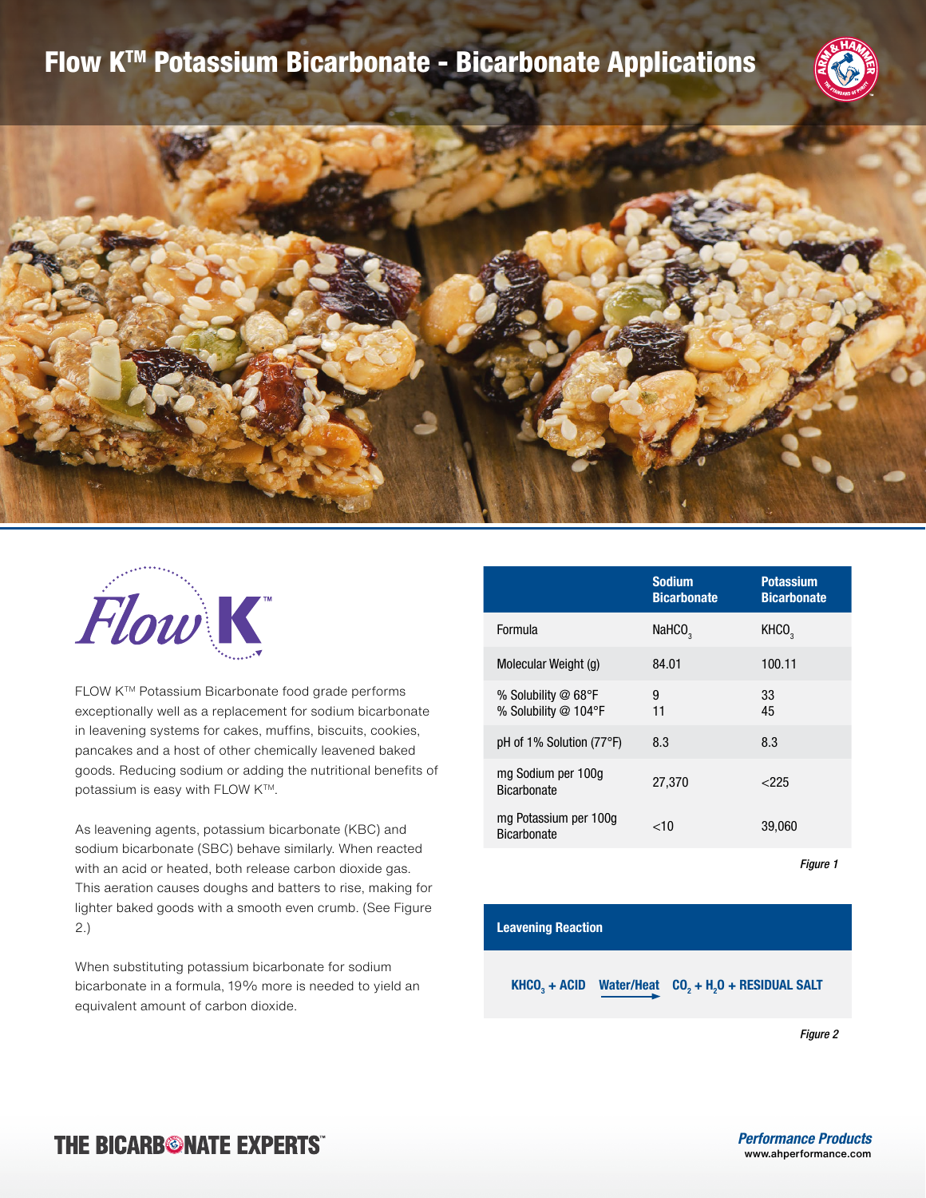# Flow K™ Potassium Bicarbonate - Bicarbonate Applications

FLOW K™ Potassium Bicarbonate food grade performs exceptionally well as a replacement for sodium bicarbonate in leavening systems for cakes, muffins, biscuits, cookies, pancakes and a host of other chemically leavened baked goods. Reducing sodium or adding the nutritional benefits of potassium is easy with FLOW K™.

As leavening agents, potassium bicarbonate (KBC) and sodium bicarbonate (SBC) behave similarly. When reacted with an acid or heated, both release carbon dioxide gas. This aeration causes doughs and batters to rise, making for lighter baked goods with a smooth even crumb. (See Figure 2.)

When substituting potassium bicarbonate for sodium bicarbonate in a formula, 19% more is needed to yield an equivalent amount of carbon dioxide.

| | Sodium Bicarbonate | Potassium Bicarbonate |
|---|---|---|
| Formula | $NaHCO_3$ | $KHCO_3$ |
| Molecular Weight (g) | 84.01 | 100.11 |
| % Solubility @ 68°F<br>% Solubility @ 104°F | 9<br>11 | 33<br>45 |
| pH of 1% Solution (77°F) | 8.3 | 8.3 |
| mg Sodium per 100g Bicarbonate | 27,370 | <225 |
| mg Potassium per 100g Bicarbonate | <10 | 39,060 |

*Figure 1*

**Leavening Reaction**

$$KHCO_3 + \text{ACID} \xrightarrow{\text{Water/Heat}} CO_2 + H_2O + \text{RESIDUAL SALT}$$

*Figure 2*

THE BICARBONATE EXPERTS™

*Performance Products*
www.ahperformance.com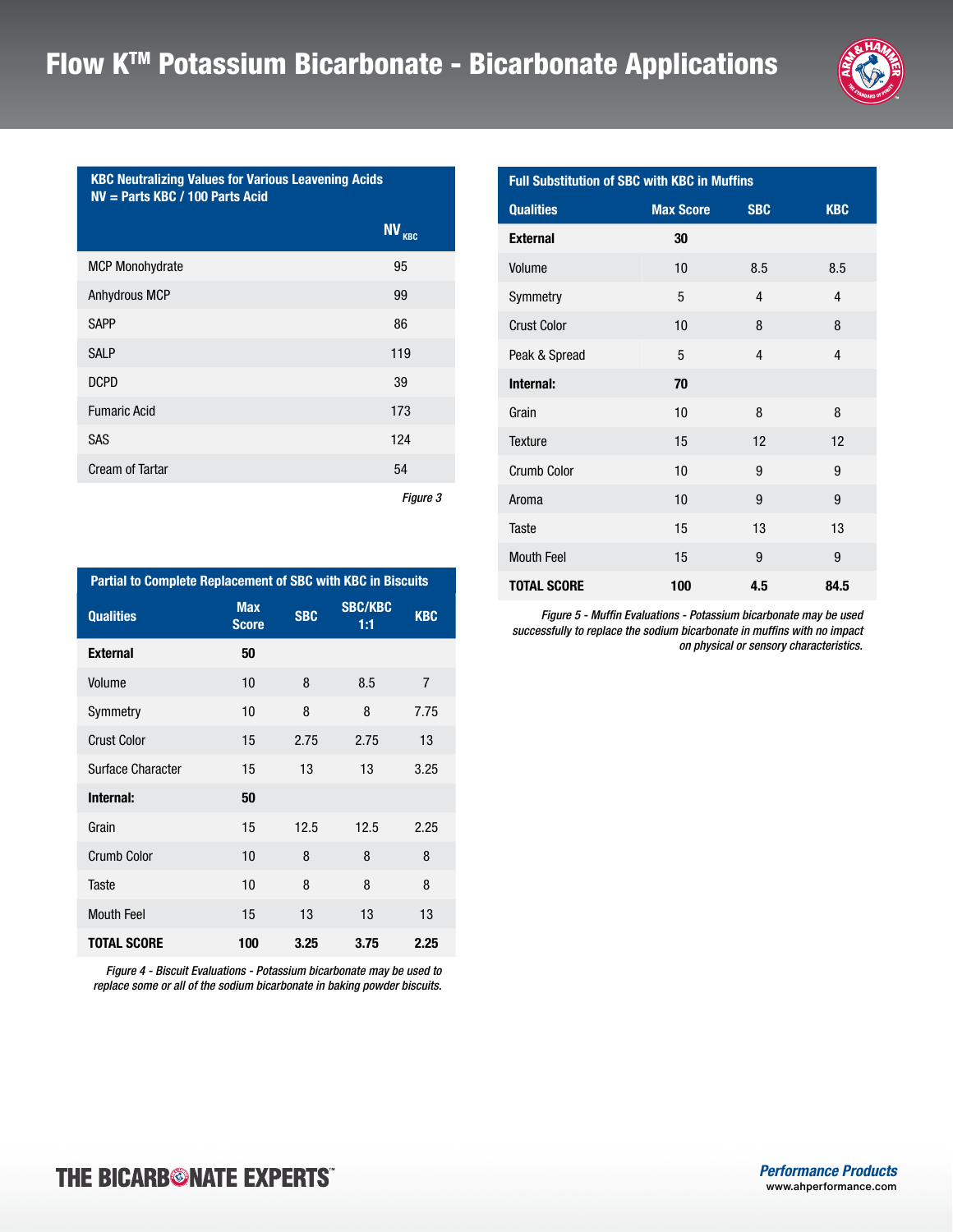# Flow K™ Potassium Bicarbonate - Bicarbonate Applications

**KBC Neutralizing Values for Various Leavening Acids**
**NV = Parts KBC / 100 Parts Acid**

| | $NV_{KBC}$ |
|---|---|
| MCP Monohydrate | 95 |
| Anhydrous MCP | 99 |
| SAPP | 86 |
| SALP | 119 |
| DCPD | 39 |
| Fumaric Acid | 173 |
| SAS | 124 |
| Cream of Tartar | 54 |

*Figure 3*

**Partial to Complete Replacement of SBC with KBC in Biscuits**

| Qualities | Max Score | SBC | SBC/KBC 1:1 | KBC |
|---|---|---|---|---|
| **External** | **50** | | | |
| Volume | 10 | 8 | 8.5 | 7 |
| Symmetry | 10 | 8 | 8 | 7.75 |
| Crust Color | 15 | 2.75 | 2.75 | 13 |
| Surface Character | 15 | 13 | 13 | 3.25 |
| **Internal:** | **50** | | | |
| Grain | 15 | 12.5 | 12.5 | 2.25 |
| Crumb Color | 10 | 8 | 8 | 8 |
| Taste | 10 | 8 | 8 | 8 |
| Mouth Feel | 15 | 13 | 13 | 13 |
| **TOTAL SCORE** | **100** | **3.25** | **3.75** | **2.25** |

*Figure 4 - Biscuit Evaluations - Potassium bicarbonate may be used to replace some or all of the sodium bicarbonate in baking powder biscuits.*

**Full Substitution of SBC with KBC in Muffins**

| Qualities | Max Score | SBC | KBC |
|---|---|---|---|
| **External** | **30** | | |
| Volume | 10 | 8.5 | 8.5 |
| Symmetry | 5 | 4 | 4 |
| Crust Color | 10 | 8 | 8 |
| Peak & Spread | 5 | 4 | 4 |
| **Internal:** | **70** | | |
| Grain | 10 | 8 | 8 |
| Texture | 15 | 12 | 12 |
| Crumb Color | 10 | 9 | 9 |
| Aroma | 10 | 9 | 9 |
| Taste | 15 | 13 | 13 |
| Mouth Feel | 15 | 9 | 9 |
| **TOTAL SCORE** | **100** | **4.5** | **84.5** |

*Figure 5 - Muffin Evaluations - Potassium bicarbonate may be used successfully to replace the sodium bicarbonate in muffins with no impact on physical or sensory characteristics.*

THE BICARBONATE EXPERTS™

*Performance Products*
www.ahperformance.com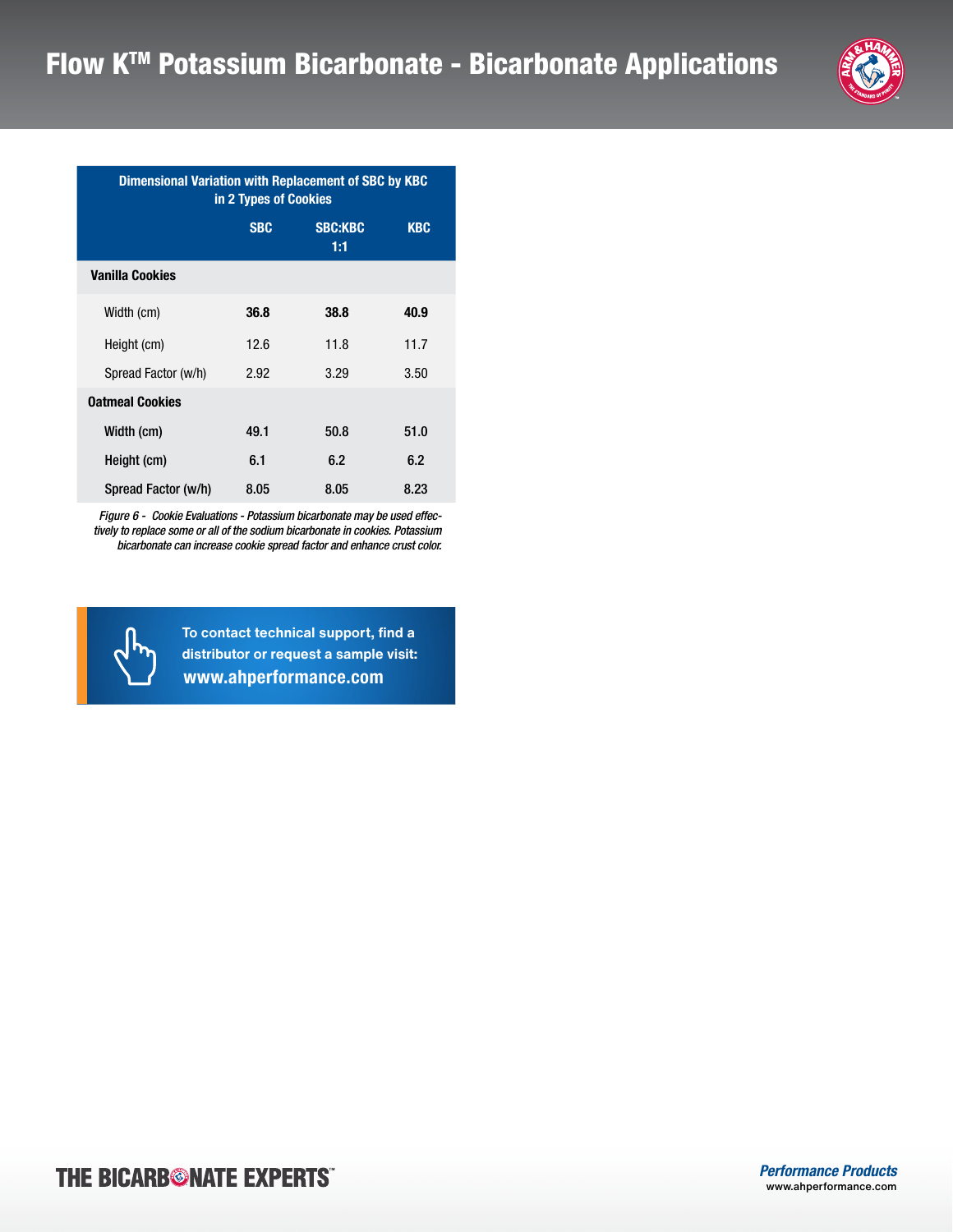# Flow K™ Potassium Bicarbonate - Bicarbonate Applications

| Dimensional Variation with Replacement of SBC by KBC in 2 Types of Cookies | SBC | SBC:KBC 1:1 | KBC |
|---|---|---|---|
| **Vanilla Cookies** | | | |
| Width (cm) | **36.8** | **38.8** | **40.9** |
| Height (cm) | 12.6 | 11.8 | 11.7 |
| Spread Factor (w/h) | 2.92 | 3.29 | 3.50 |
| **Oatmeal Cookies** | | | |
| Width (cm) | 49.1 | 50.8 | 51.0 |
| Height (cm) | 6.1 | 6.2 | 6.2 |
| Spread Factor (w/h) | 8.05 | 8.05 | 8.23 |

*Figure 6 - Cookie Evaluations - Potassium bicarbonate may be used effectively to replace some or all of the sodium bicarbonate in cookies. Potassium bicarbonate can increase cookie spread factor and enhance crust color.*

**To contact technical support, find a distributor or request a sample visit:**
**www.ahperformance.com**